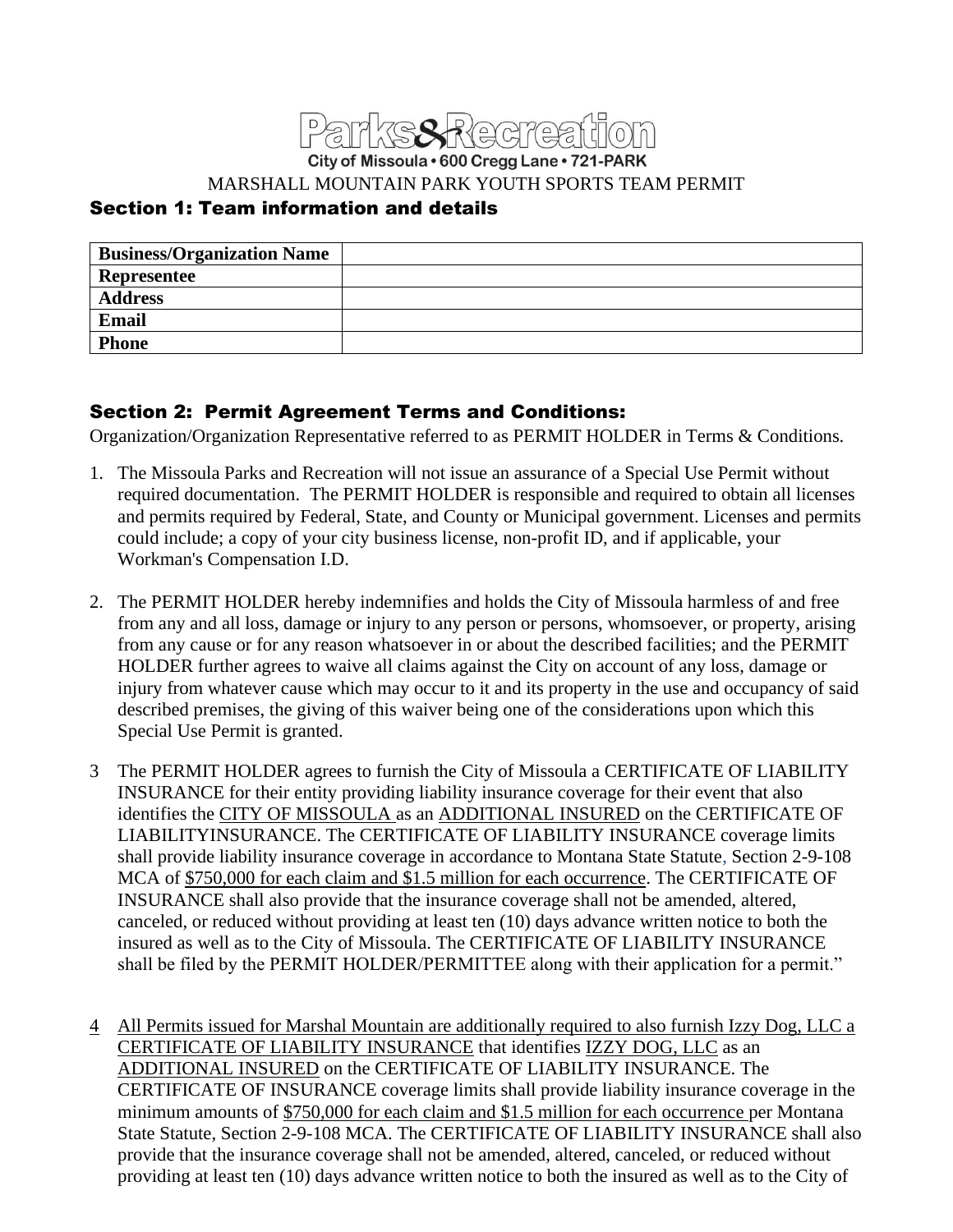# Parks&Recreation

City of Missoula • 600 Cregg Lane • 721-PARK

MARSHALL MOUNTAIN PARK YOUTH SPORTS TEAM PERMIT

## Section 1: Team information and details

| **Business/Organization Name** | |
| --- | --- |
| **Representee** | |
| **Address** | |
| **Email** | |
| **Phone** | |

## Section 2: Permit Agreement Terms and Conditions:

Organization/Organization Representative referred to as PERMIT HOLDER in Terms & Conditions.

1. The Missoula Parks and Recreation will not issue an assurance of a Special Use Permit without required documentation. The PERMIT HOLDER is responsible and required to obtain all licenses and permits required by Federal, State, and County or Municipal government. Licenses and permits could include; a copy of your city business license, non-profit ID, and if applicable, your Workman's Compensation I.D.

2. The PERMIT HOLDER hereby indemnifies and holds the City of Missoula harmless of and free from any and all loss, damage or injury to any person or persons, whomsoever, or property, arising from any cause or for any reason whatsoever in or about the described facilities; and the PERMIT HOLDER further agrees to waive all claims against the City on account of any loss, damage or injury from whatever cause which may occur to it and its property in the use and occupancy of said described premises, the giving of this waiver being one of the considerations upon which this Special Use Permit is granted.

3 The PERMIT HOLDER agrees to furnish the City of Missoula a CERTIFICATE OF LIABILITY INSURANCE for their entity providing liability insurance coverage for their event that also identifies the <u>CITY OF MISSOULA</u> as an <u>ADDITIONAL INSURED</u> on the CERTIFICATE OF LIABILITYINSURANCE. The CERTIFICATE OF LIABILITY INSURANCE coverage limits shall provide liability insurance coverage in accordance to Montana State Statute, Section 2-9-108 MCA of <u>$750,000 for each claim and $1.5 million for each occurrence</u>. The CERTIFICATE OF INSURANCE shall also provide that the insurance coverage shall not be amended, altered, canceled, or reduced without providing at least ten (10) days advance written notice to both the insured as well as to the City of Missoula. The CERTIFICATE OF LIABILITY INSURANCE shall be filed by the PERMIT HOLDER/PERMITTEE along with their application for a permit."

<u>4</u> <u>All Permits issued for Marshal Mountain are additionally required to also furnish Izzy Dog, LLC a CERTIFICATE OF LIABILITY INSURANCE</u> that identifies <u>IZZY DOG, LLC</u> as an <u>ADDITIONAL INSURED</u> on the CERTIFICATE OF LIABILITY INSURANCE. The CERTIFICATE OF INSURANCE coverage limits shall provide liability insurance coverage in the minimum amounts of <u>$750,000 for each claim and $1.5 million for each occurrence</u> per Montana State Statute, Section 2-9-108 MCA. The CERTIFICATE OF LIABILITY INSURANCE shall also provide that the insurance coverage shall not be amended, altered, canceled, or reduced without providing at least ten (10) days advance written notice to both the insured as well as to the City of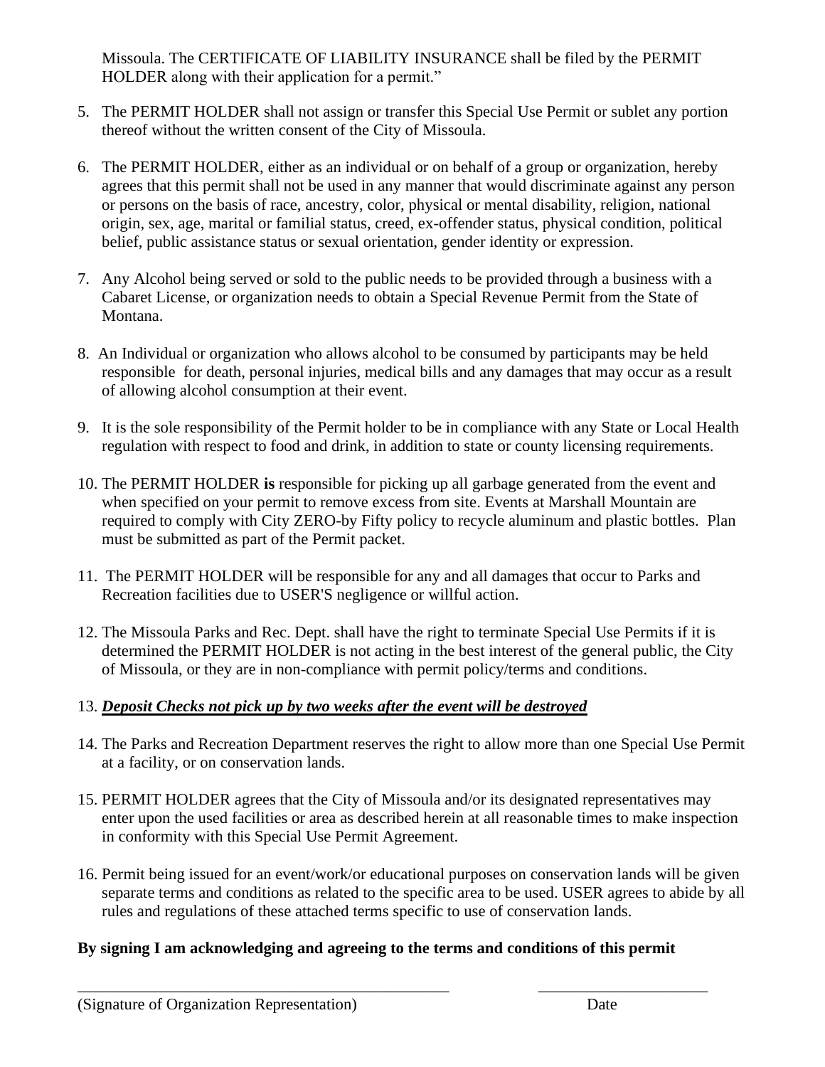Missoula. The CERTIFICATE OF LIABILITY INSURANCE shall be filed by the PERMIT HOLDER along with their application for a permit."

5. The PERMIT HOLDER shall not assign or transfer this Special Use Permit or sublet any portion thereof without the written consent of the City of Missoula.

6. The PERMIT HOLDER, either as an individual or on behalf of a group or organization, hereby agrees that this permit shall not be used in any manner that would discriminate against any person or persons on the basis of race, ancestry, color, physical or mental disability, religion, national origin, sex, age, marital or familial status, creed, ex-offender status, physical condition, political belief, public assistance status or sexual orientation, gender identity or expression.

7. Any Alcohol being served or sold to the public needs to be provided through a business with a Cabaret License, or organization needs to obtain a Special Revenue Permit from the State of Montana.

8. An Individual or organization who allows alcohol to be consumed by participants may be held responsible for death, personal injuries, medical bills and any damages that may occur as a result of allowing alcohol consumption at their event.

9. It is the sole responsibility of the Permit holder to be in compliance with any State or Local Health regulation with respect to food and drink, in addition to state or county licensing requirements.

10. The PERMIT HOLDER **is** responsible for picking up all garbage generated from the event and when specified on your permit to remove excess from site. Events at Marshall Mountain are required to comply with City ZERO-by Fifty policy to recycle aluminum and plastic bottles. Plan must be submitted as part of the Permit packet.

11. The PERMIT HOLDER will be responsible for any and all damages that occur to Parks and Recreation facilities due to USER'S negligence or willful action.

12. The Missoula Parks and Rec. Dept. shall have the right to terminate Special Use Permits if it is determined the PERMIT HOLDER is not acting in the best interest of the general public, the City of Missoula, or they are in non-compliance with permit policy/terms and conditions.

13. ***Deposit Checks not pick up by two weeks after the event will be destroyed***

14. The Parks and Recreation Department reserves the right to allow more than one Special Use Permit at a facility, or on conservation lands.

15. PERMIT HOLDER agrees that the City of Missoula and/or its designated representatives may enter upon the used facilities or area as described herein at all reasonable times to make inspection in conformity with this Special Use Permit Agreement.

16. Permit being issued for an event/work/or educational purposes on conservation lands will be given separate terms and conditions as related to the specific area to be used. USER agrees to abide by all rules and regulations of these attached terms specific to use of conservation lands.

**By signing I am acknowledging and agreeing to the terms and conditions of this permit**

_______________________________________________ ______________________

(Signature of Organization Representation) Date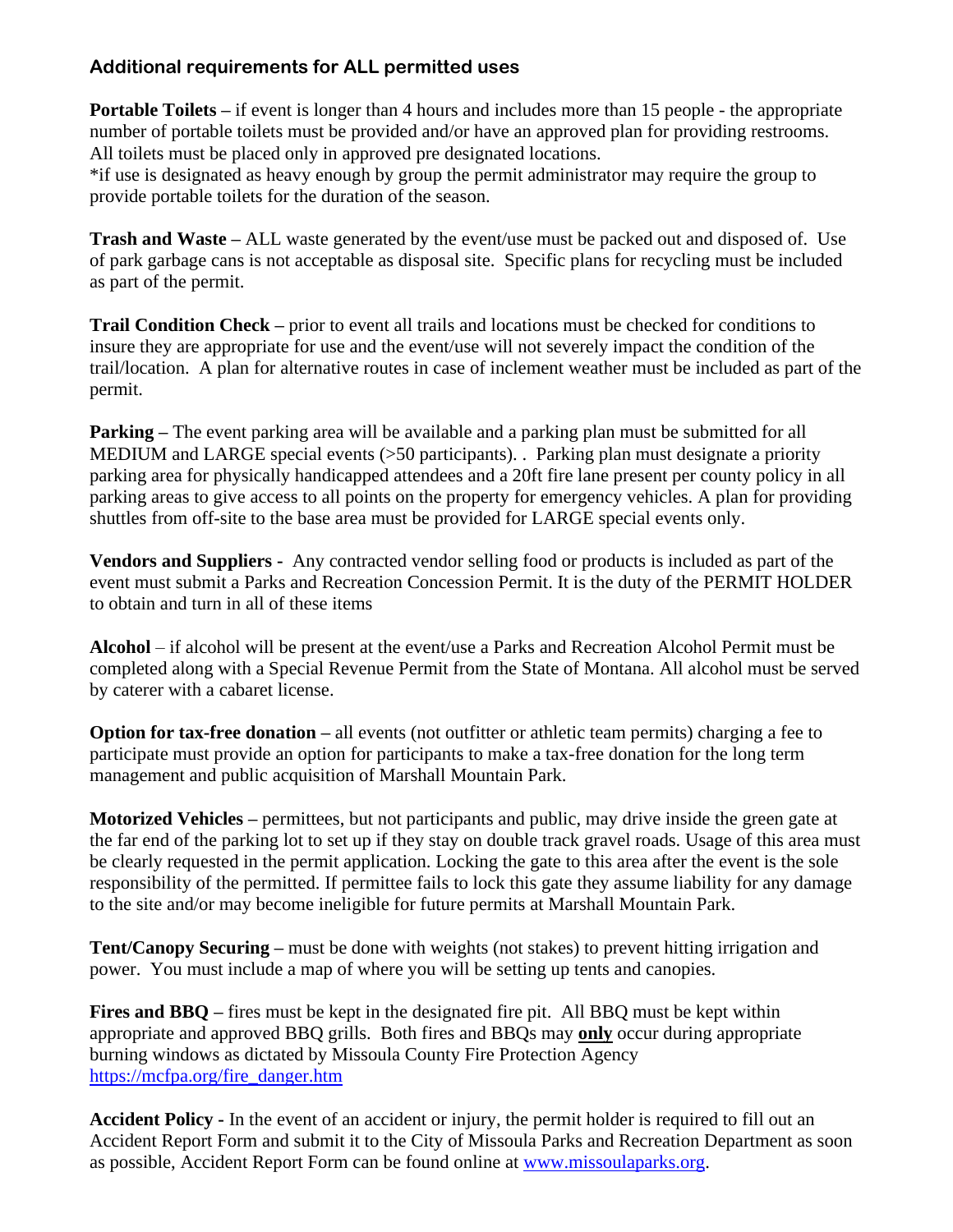### Additional requirements for ALL permitted uses

**Portable Toilets –** if event is longer than 4 hours and includes more than 15 people - the appropriate number of portable toilets must be provided and/or have an approved plan for providing restrooms. All toilets must be placed only in approved pre designated locations.
*if use is designated as heavy enough by group the permit administrator may require the group to provide portable toilets for the duration of the season.

**Trash and Waste –** ALL waste generated by the event/use must be packed out and disposed of. Use of park garbage cans is not acceptable as disposal site. Specific plans for recycling must be included as part of the permit.

**Trail Condition Check –** prior to event all trails and locations must be checked for conditions to insure they are appropriate for use and the event/use will not severely impact the condition of the trail/location. A plan for alternative routes in case of inclement weather must be included as part of the permit.

**Parking –** The event parking area will be available and a parking plan must be submitted for all MEDIUM and LARGE special events (>50 participants). . Parking plan must designate a priority parking area for physically handicapped attendees and a 20ft fire lane present per county policy in all parking areas to give access to all points on the property for emergency vehicles. A plan for providing shuttles from off-site to the base area must be provided for LARGE special events only.

**Vendors and Suppliers -** Any contracted vendor selling food or products is included as part of the event must submit a Parks and Recreation Concession Permit. It is the duty of the PERMIT HOLDER to obtain and turn in all of these items

**Alcohol** – if alcohol will be present at the event/use a Parks and Recreation Alcohol Permit must be completed along with a Special Revenue Permit from the State of Montana. All alcohol must be served by caterer with a cabaret license.

**Option for tax-free donation –** all events (not outfitter or athletic team permits) charging a fee to participate must provide an option for participants to make a tax-free donation for the long term management and public acquisition of Marshall Mountain Park.

**Motorized Vehicles –** permittees, but not participants and public, may drive inside the green gate at the far end of the parking lot to set up if they stay on double track gravel roads. Usage of this area must be clearly requested in the permit application. Locking the gate to this area after the event is the sole responsibility of the permitted. If permittee fails to lock this gate they assume liability for any damage to the site and/or may become ineligible for future permits at Marshall Mountain Park.

**Tent/Canopy Securing –** must be done with weights (not stakes) to prevent hitting irrigation and power. You must include a map of where you will be setting up tents and canopies.

**Fires and BBQ –** fires must be kept in the designated fire pit. All BBQ must be kept within appropriate and approved BBQ grills. Both fires and BBQs may **only** occur during appropriate burning windows as dictated by Missoula County Fire Protection Agency [https://mcfpa.org/fire_danger.htm](https://mcfpa.org/fire_danger.htm)

**Accident Policy -** In the event of an accident or injury, the permit holder is required to fill out an Accident Report Form and submit it to the City of Missoula Parks and Recreation Department as soon as possible, Accident Report Form can be found online at [www.missoulaparks.org](http://www.missoulaparks.org).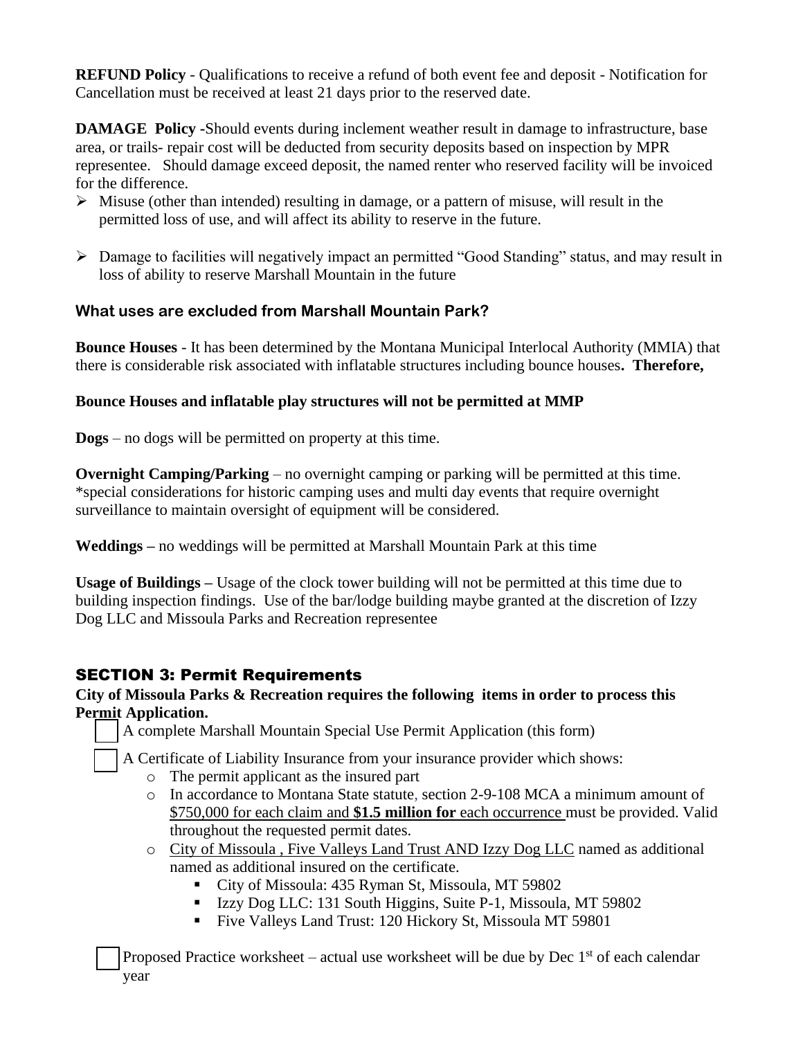**REFUND Policy** - Qualifications to receive a refund of both event fee and deposit - Notification for Cancellation must be received at least 21 days prior to the reserved date.

**DAMAGE Policy** -Should events during inclement weather result in damage to infrastructure, base area, or trails- repair cost will be deducted from security deposits based on inspection by MPR representee. Should damage exceed deposit, the named renter who reserved facility will be invoiced for the difference.

- Misuse (other than intended) resulting in damage, or a pattern of misuse, will result in the permitted loss of use, and will affect its ability to reserve in the future.
- Damage to facilities will negatively impact an permitted "Good Standing" status, and may result in loss of ability to reserve Marshall Mountain in the future

### What uses are excluded from Marshall Mountain Park?

**Bounce Houses** - It has been determined by the Montana Municipal Interlocal Authority (MMIA) that there is considerable risk associated with inflatable structures including bounce houses**. Therefore,**

**Bounce Houses and inflatable play structures will not be permitted at MMP**

**Dogs** – no dogs will be permitted on property at this time.

**Overnight Camping/Parking** – no overnight camping or parking will be permitted at this time. *special considerations for historic camping uses and multi day events that require overnight surveillance to maintain oversight of equipment will be considered.

**Weddings –** no weddings will be permitted at Marshall Mountain Park at this time

**Usage of Buildings –** Usage of the clock tower building will not be permitted at this time due to building inspection findings. Use of the bar/lodge building maybe granted at the discretion of Izzy Dog LLC and Missoula Parks and Recreation representee

## SECTION 3: Permit Requirements

**City of Missoula Parks & Recreation requires the following items in order to process this Permit Application.**

- ☐ A complete Marshall Mountain Special Use Permit Application (this form)
- ☐ A Certificate of Liability Insurance from your insurance provider which shows:
  - The permit applicant as the insured part
  - In accordance to Montana State statute, section 2-9-108 MCA a minimum amount of $750,000 for each claim and **$1.5 million for** each occurrence must be provided. Valid throughout the requested permit dates.
  - City of Missoula , Five Valleys Land Trust AND Izzy Dog LLC named as additional named as additional insured on the certificate.
    - City of Missoula: 435 Ryman St, Missoula, MT 59802
    - Izzy Dog LLC: 131 South Higgins, Suite P-1, Missoula, MT 59802
    - Five Valleys Land Trust: 120 Hickory St, Missoula MT 59801
- ☐ Proposed Practice worksheet – actual use worksheet will be due by Dec 1st of each calendar year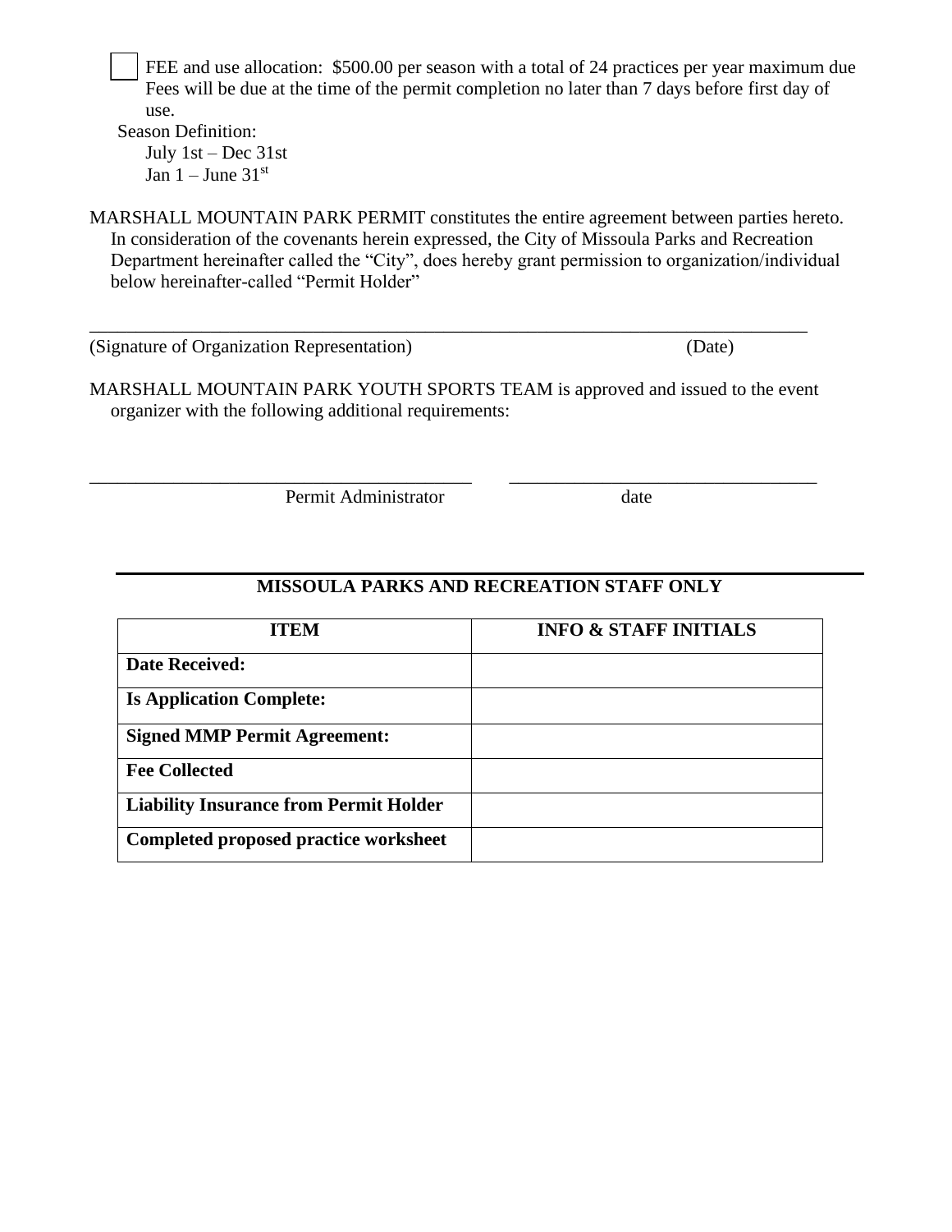☐ FEE and use allocation: $500.00 per season with a total of 24 practices per year maximum due Fees will be due at the time of the permit completion no later than 7 days before first day of use.

Season Definition:

July 1st – Dec 31st

Jan 1 – June 31st

MARSHALL MOUNTAIN PARK PERMIT constitutes the entire agreement between parties hereto. In consideration of the covenants herein expressed, the City of Missoula Parks and Recreation Department hereinafter called the "City", does hereby grant permission to organization/individual below hereinafter-called "Permit Holder"

\_\_\_\_\_\_\_\_\_\_\_\_\_\_\_\_\_\_\_\_\_\_\_\_\_\_\_\_\_\_\_\_\_\_\_\_\_\_\_\_\_\_\_\_\_\_\_\_\_\_\_\_\_\_\_\_\_\_\_\_\_\_\_\_\_\_\_\_\_\_\_\_\_\_\_\_
(Signature of Organization Representation) (Date)

MARSHALL MOUNTAIN PARK YOUTH SPORTS TEAM is approved and issued to the event organizer with the following additional requirements:

\_\_\_\_\_\_\_\_\_\_\_\_\_\_\_\_\_\_\_\_\_\_\_\_\_\_\_\_\_\_\_\_\_\_\_\_\_\_ \_\_\_\_\_\_\_\_\_\_\_\_\_\_\_\_\_\_\_\_\_\_\_\_\_\_\_\_\_\_\_\_
Permit Administrator date

---

**MISSOULA PARKS AND RECREATION STAFF ONLY**

| ITEM | INFO & STAFF INITIALS |
|---|---|
| **Date Received:** | |
| **Is Application Complete:** | |
| **Signed MMP Permit Agreement:** | |
| **Fee Collected** | |
| **Liability Insurance from Permit Holder** | |
| **Completed proposed practice worksheet** | |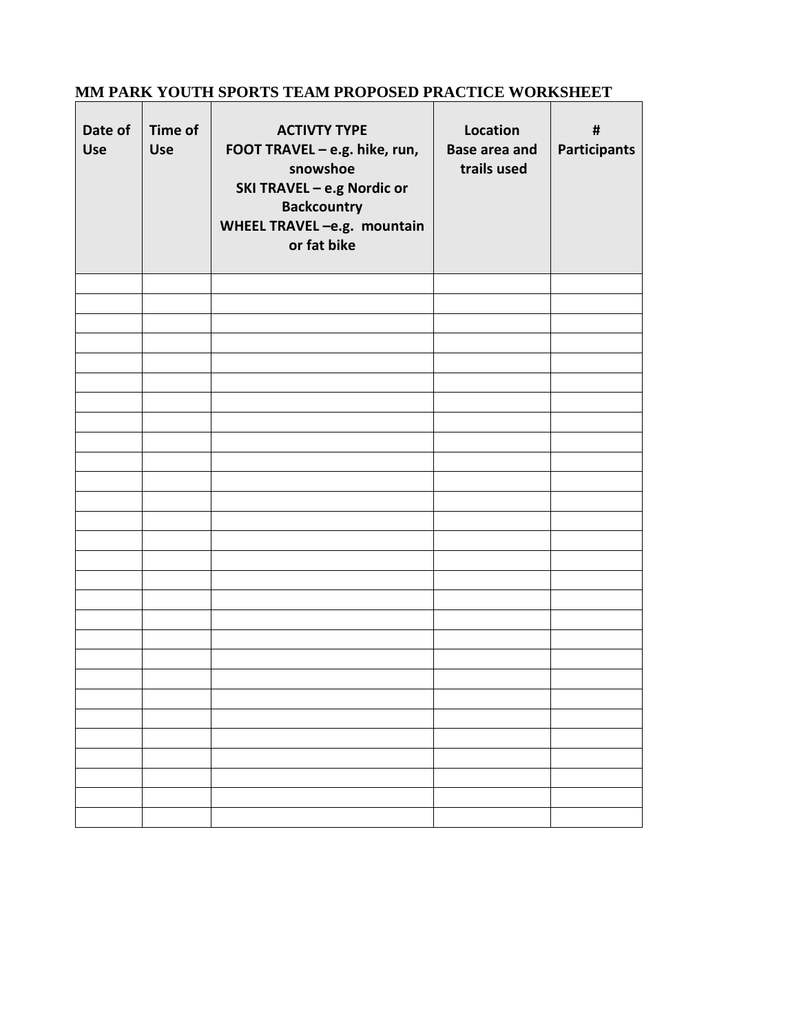**MM PARK YOUTH SPORTS TEAM PROPOSED PRACTICE WORKSHEET**

| Date of Use | Time of Use | ACTIVTY TYPE<br>FOOT TRAVEL – e.g. hike, run, snowshoe<br>SKI TRAVEL – e.g Nordic or Backcountry<br>WHEEL TRAVEL –e.g. mountain or fat bike | Location<br>Base area and trails used | # Participants |
|---|---|---|---|---|
| | | | | |
| | | | | |
| | | | | |
| | | | | |
| | | | | |
| | | | | |
| | | | | |
| | | | | |
| | | | | |
| | | | | |
| | | | | |
| | | | | |
| | | | | |
| | | | | |
| | | | | |
| | | | | |
| | | | | |
| | | | | |
| | | | | |
| | | | | |
| | | | | |
| | | | | |
| | | | | |
| | | | | |
| | | | | |
| | | | | |
| | | | | |
| | | | | |